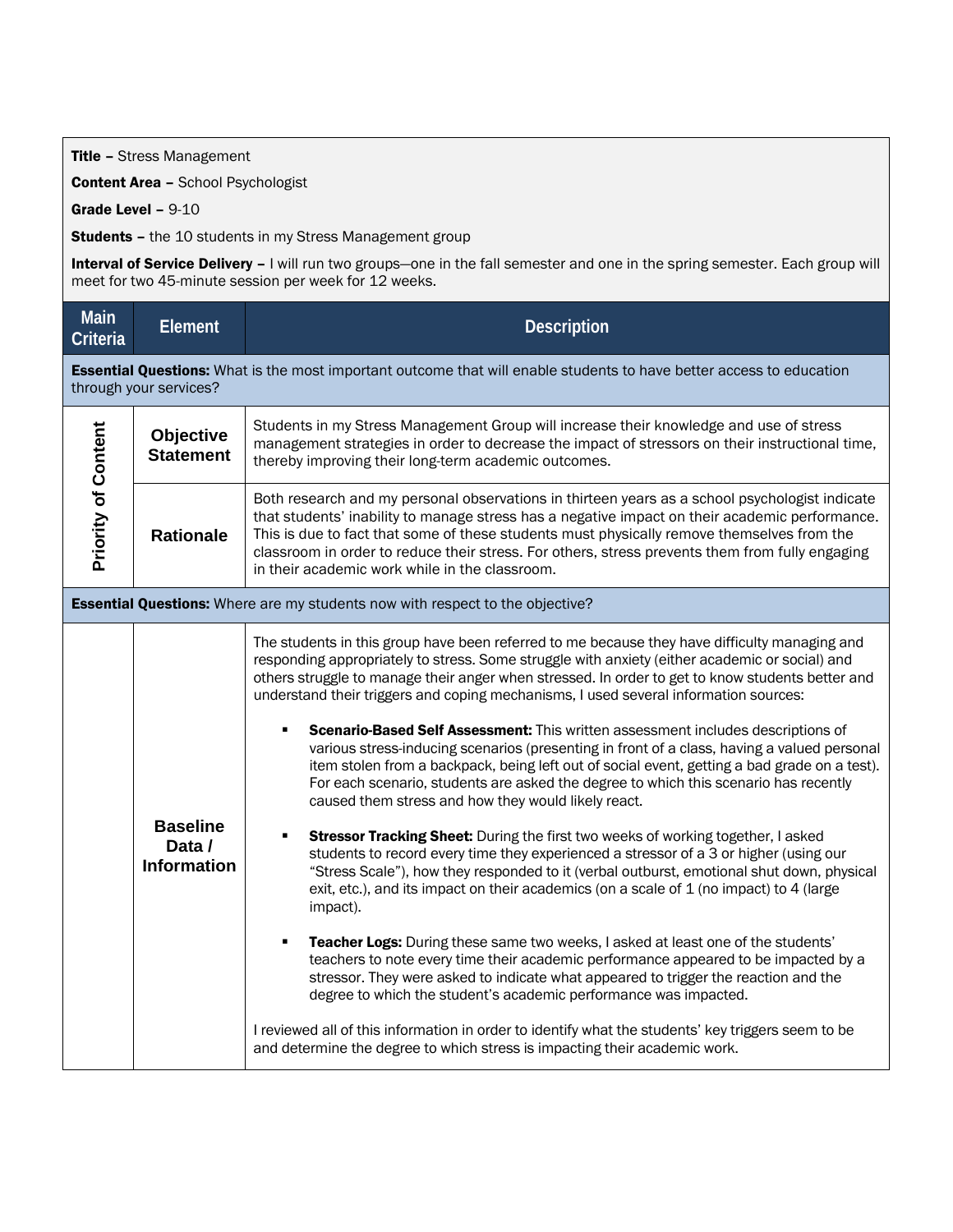**Title –** Stress Management

**Content Area –** School Psychologist

**Grade Level –** 9-10

**Students –** the 10 students in my Stress Management group

**Interval of Service Delivery –** I will run two groups—one in the fall semester and one in the spring semester. Each group will meet for two 45-minute session per week for 12 weeks.

| Main Criteria | Element | Description |
|---|---|---|
| **Essential Questions:** What is the most important outcome that will enable students to have better access to education through your services? | | |
| Priority of Content | **Objective Statement** | Students in my Stress Management Group will increase their knowledge and use of stress management strategies in order to decrease the impact of stressors on their instructional time, thereby improving their long-term academic outcomes. |
| | **Rationale** | Both research and my personal observations in thirteen years as a school psychologist indicate that students' inability to manage stress has a negative impact on their academic performance. This is due to fact that some of these students must physically remove themselves from the classroom in order to reduce their stress. For others, stress prevents them from fully engaging in their academic work while in the classroom. |
| **Essential Questions:** Where are my students now with respect to the objective? | | |
| | **Baseline Data / Information** | The students in this group have been referred to me because they have difficulty managing and responding appropriately to stress. Some struggle with anxiety (either academic or social) and others struggle to manage their anger when stressed. In order to get to know students better and understand their triggers and coping mechanisms, I used several information sources:<br><br>▪ **Scenario-Based Self Assessment:** This written assessment includes descriptions of various stress-inducing scenarios (presenting in front of a class, having a valued personal item stolen from a backpack, being left out of social event, getting a bad grade on a test). For each scenario, students are asked the degree to which this scenario has recently caused them stress and how they would likely react.<br><br>▪ **Stressor Tracking Sheet:** During the first two weeks of working together, I asked students to record every time they experienced a stressor of a 3 or higher (using our "Stress Scale"), how they responded to it (verbal outburst, emotional shut down, physical exit, etc.), and its impact on their academics (on a scale of 1 (no impact) to 4 (large impact).<br><br>▪ **Teacher Logs:** During these same two weeks, I asked at least one of the students' teachers to note every time their academic performance appeared to be impacted by a stressor. They were asked to indicate what appeared to trigger the reaction and the degree to which the student's academic performance was impacted.<br><br>I reviewed all of this information in order to identify what the students' key triggers seem to be and determine the degree to which stress is impacting their academic work. |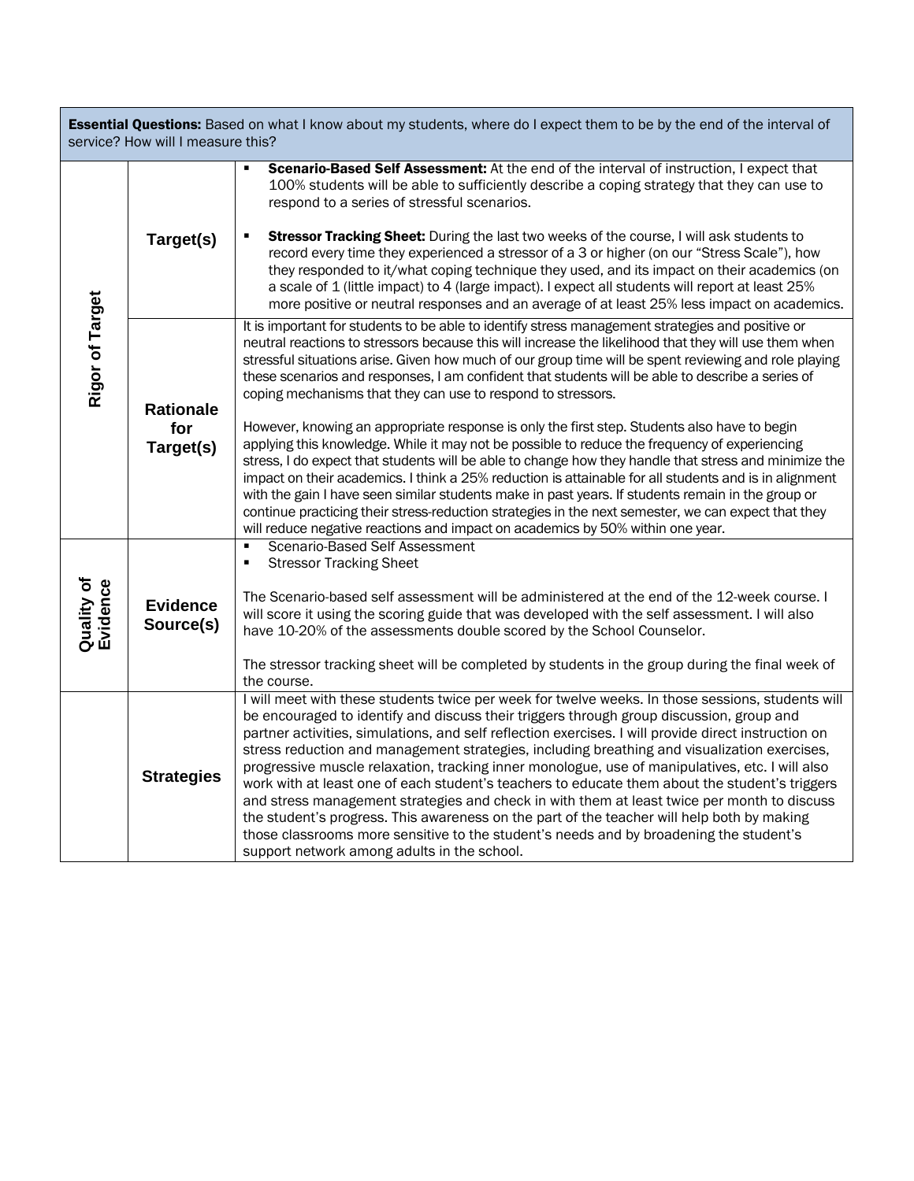| **Essential Questions:** Based on what I know about my students, where do I expect them to be by the end of the interval of service? How will I measure this? | | |
|---|---|---|
| **Rigor of Target** | **Target(s)** | ▪ **Scenario-Based Self Assessment:** At the end of the interval of instruction, I expect that 100% students will be able to sufficiently describe a coping strategy that they can use to respond to a series of stressful scenarios.<br><br>▪ **Stressor Tracking Sheet:** During the last two weeks of the course, I will ask students to record every time they experienced a stressor of a 3 or higher (on our "Stress Scale"), how they responded to it/what coping technique they used, and its impact on their academics (on a scale of 1 (little impact) to 4 (large impact). I expect all students will report at least 25% more positive or neutral responses and an average of at least 25% less impact on academics. |
| | **Rationale for Target(s)** | It is important for students to be able to identify stress management strategies and positive or neutral reactions to stressors because this will increase the likelihood that they will use them when stressful situations arise. Given how much of our group time will be spent reviewing and role playing these scenarios and responses, I am confident that students will be able to describe a series of coping mechanisms that they can use to respond to stressors.<br><br>However, knowing an appropriate response is only the first step. Students also have to begin applying this knowledge. While it may not be possible to reduce the frequency of experiencing stress, I do expect that students will be able to change how they handle that stress and minimize the impact on their academics. I think a 25% reduction is attainable for all students and is in alignment with the gain I have seen similar students make in past years. If students remain in the group or continue practicing their stress-reduction strategies in the next semester, we can expect that they will reduce negative reactions and impact on academics by 50% within one year. |
| **Quality of Evidence** | **Evidence Source(s)** | ▪ Scenario-Based Self Assessment<br>▪ Stressor Tracking Sheet<br><br>The Scenario-based self assessment will be administered at the end of the 12-week course. I will score it using the scoring guide that was developed with the self assessment. I will also have 10-20% of the assessments double scored by the School Counselor.<br><br>The stressor tracking sheet will be completed by students in the group during the final week of the course. |
| | **Strategies** | I will meet with these students twice per week for twelve weeks. In those sessions, students will be encouraged to identify and discuss their triggers through group discussion, group and partner activities, simulations, and self reflection exercises. I will provide direct instruction on stress reduction and management strategies, including breathing and visualization exercises, progressive muscle relaxation, tracking inner monologue, use of manipulatives, etc. I will also work with at least one of each student's teachers to educate them about the student's triggers and stress management strategies and check in with them at least twice per month to discuss the student's progress. This awareness on the part of the teacher will help both by making those classrooms more sensitive to the student's needs and by broadening the student's support network among adults in the school. |